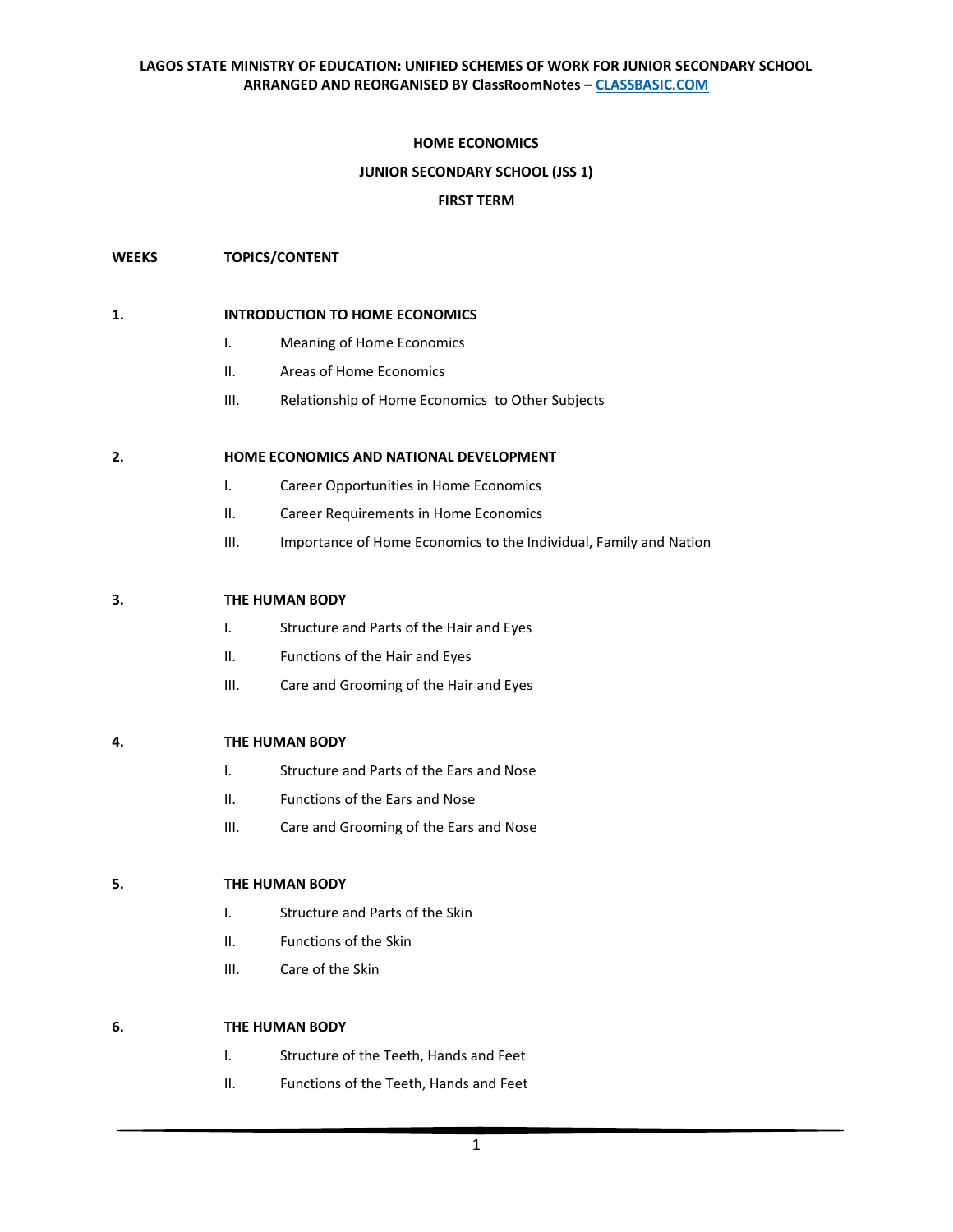**LAGOS STATE MINISTRY OF EDUCATION: UNIFIED SCHEMES OF WORK FOR JUNIOR SECONDARY SCHOOL ARRANGED AND REORGANISED BY ClassRoomNotes – [CLASSBASIC.COM](http://classbasic.com)**

# HOME ECONOMICS

## JUNIOR SECONDARY SCHOOL (JSS 1)

## FIRST TERM

**WEEKS** **TOPICS/CONTENT**

**1.** **INTRODUCTION TO HOME ECONOMICS**

I. Meaning of Home Economics

II. Areas of Home Economics

III. Relationship of Home Economics to Other Subjects

**2.** **HOME ECONOMICS AND NATIONAL DEVELOPMENT**

I. Career Opportunities in Home Economics

II. Career Requirements in Home Economics

III. Importance of Home Economics to the Individual, Family and Nation

**3.** **THE HUMAN BODY**

I. Structure and Parts of the Hair and Eyes

II. Functions of the Hair and Eyes

III. Care and Grooming of the Hair and Eyes

**4.** **THE HUMAN BODY**

I. Structure and Parts of the Ears and Nose

II. Functions of the Ears and Nose

III. Care and Grooming of the Ears and Nose

**5.** **THE HUMAN BODY**

I. Structure and Parts of the Skin

II. Functions of the Skin

III. Care of the Skin

**6.** **THE HUMAN BODY**

I. Structure of the Teeth, Hands and Feet

II. Functions of the Teeth, Hands and Feet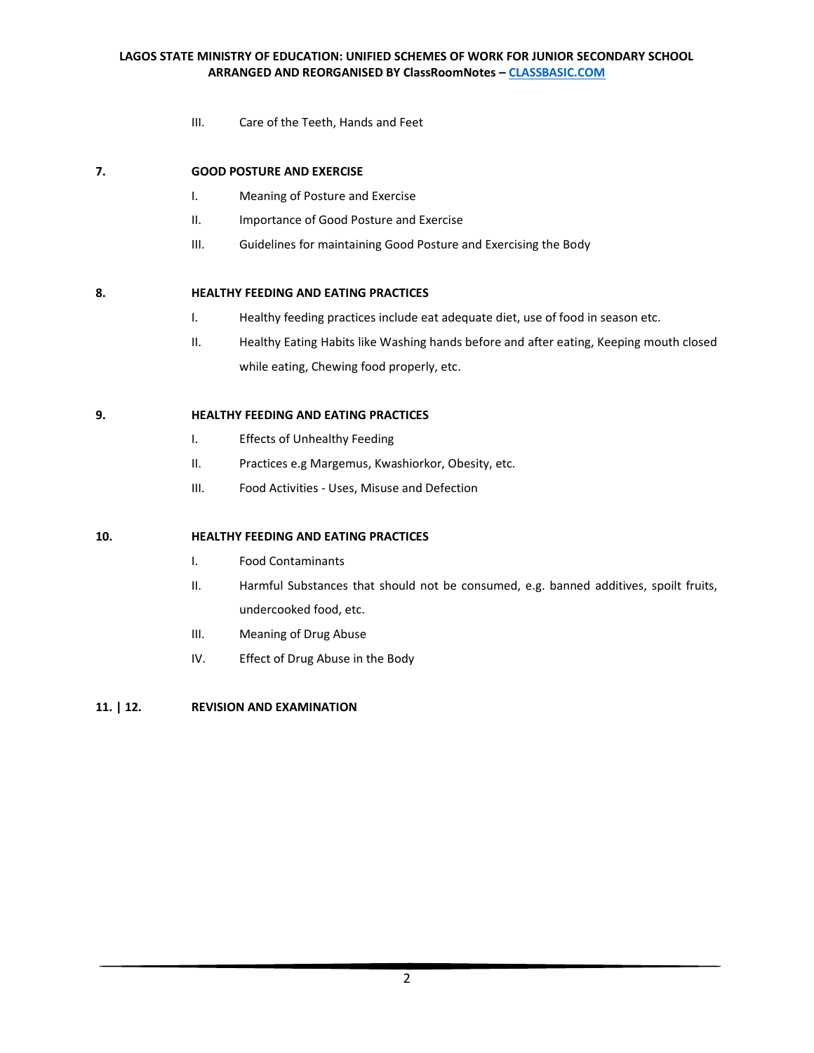III. Care of the Teeth, Hands and Feet

**7. GOOD POSTURE AND EXERCISE**

I. Meaning of Posture and Exercise

II. Importance of Good Posture and Exercise

III. Guidelines for maintaining Good Posture and Exercising the Body

**8. HEALTHY FEEDING AND EATING PRACTICES**

I. Healthy feeding practices include eat adequate diet, use of food in season etc.

II. Healthy Eating Habits like Washing hands before and after eating, Keeping mouth closed while eating, Chewing food properly, etc.

**9. HEALTHY FEEDING AND EATING PRACTICES**

I. Effects of Unhealthy Feeding

II. Practices e.g Margemus, Kwashiorkor, Obesity, etc.

III. Food Activities - Uses, Misuse and Defection

**10. HEALTHY FEEDING AND EATING PRACTICES**

I. Food Contaminants

II. Harmful Substances that should not be consumed, e.g. banned additives, spoilt fruits, undercooked food, etc.

III. Meaning of Drug Abuse

IV. Effect of Drug Abuse in the Body

**11. | 12. REVISION AND EXAMINATION**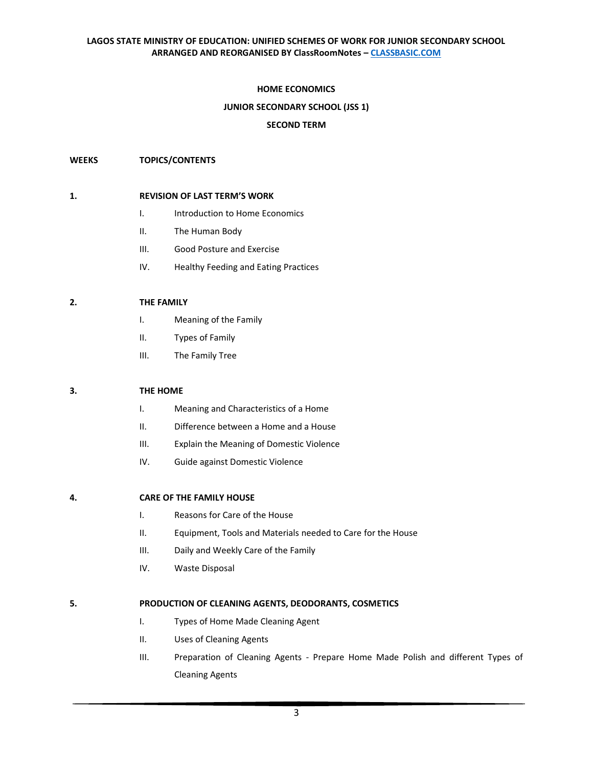**LAGOS STATE MINISTRY OF EDUCATION: UNIFIED SCHEMES OF WORK FOR JUNIOR SECONDARY SCHOOL**
**ARRANGED AND REORGANISED BY ClassRoomNotes – [CLASSBASIC.COM](http://CLASSBASIC.COM)**

# HOME ECONOMICS

## JUNIOR SECONDARY SCHOOL (JSS 1)

## SECOND TERM

**WEEKS** **TOPICS/CONTENTS**

**1. REVISION OF LAST TERM'S WORK**

- I. Introduction to Home Economics
- II. The Human Body
- III. Good Posture and Exercise
- IV. Healthy Feeding and Eating Practices

**2. THE FAMILY**

- I. Meaning of the Family
- II. Types of Family
- III. The Family Tree

**3. THE HOME**

- I. Meaning and Characteristics of a Home
- II. Difference between a Home and a House
- III. Explain the Meaning of Domestic Violence
- IV. Guide against Domestic Violence

**4. CARE OF THE FAMILY HOUSE**

- I. Reasons for Care of the House
- II. Equipment, Tools and Materials needed to Care for the House
- III. Daily and Weekly Care of the Family
- IV. Waste Disposal

**5. PRODUCTION OF CLEANING AGENTS, DEODORANTS, COSMETICS**

- I. Types of Home Made Cleaning Agent
- II. Uses of Cleaning Agents
- III. Preparation of Cleaning Agents - Prepare Home Made Polish and different Types of Cleaning Agents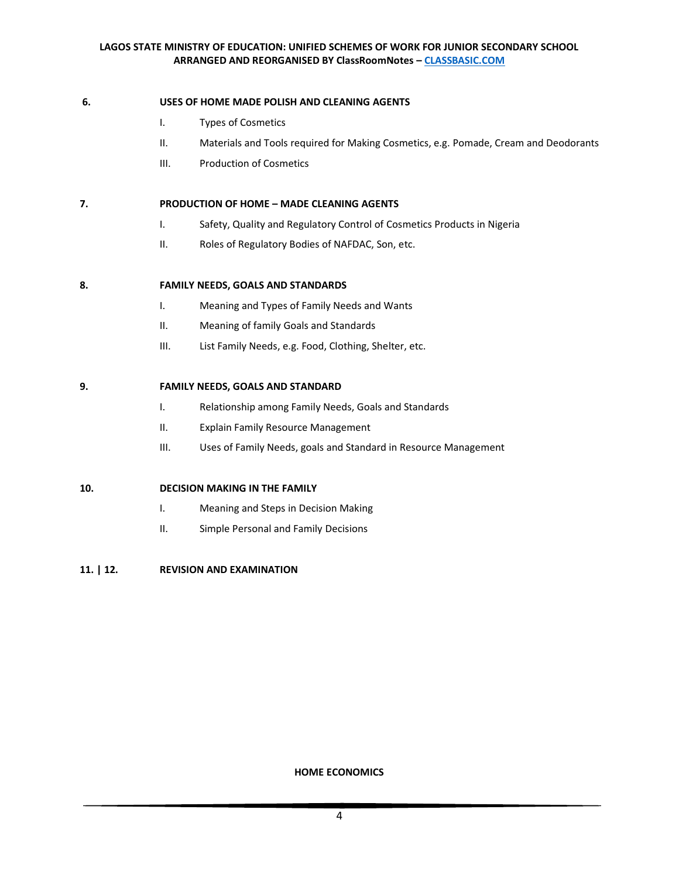**6.** **USES OF HOME MADE POLISH AND CLEANING AGENTS**

- I. Types of Cosmetics
- II. Materials and Tools required for Making Cosmetics, e.g. Pomade, Cream and Deodorants
- III. Production of Cosmetics

**7.** **PRODUCTION OF HOME – MADE CLEANING AGENTS**

- I. Safety, Quality and Regulatory Control of Cosmetics Products in Nigeria
- II. Roles of Regulatory Bodies of NAFDAC, Son, etc.

**8.** **FAMILY NEEDS, GOALS AND STANDARDS**

- I. Meaning and Types of Family Needs and Wants
- II. Meaning of family Goals and Standards
- III. List Family Needs, e.g. Food, Clothing, Shelter, etc.

**9.** **FAMILY NEEDS, GOALS AND STANDARD**

- I. Relationship among Family Needs, Goals and Standards
- II. Explain Family Resource Management
- III. Uses of Family Needs, goals and Standard in Resource Management

**10.** **DECISION MAKING IN THE FAMILY**

- I. Meaning and Steps in Decision Making
- II. Simple Personal and Family Decisions

**11. | 12.** **REVISION AND EXAMINATION**

**HOME ECONOMICS**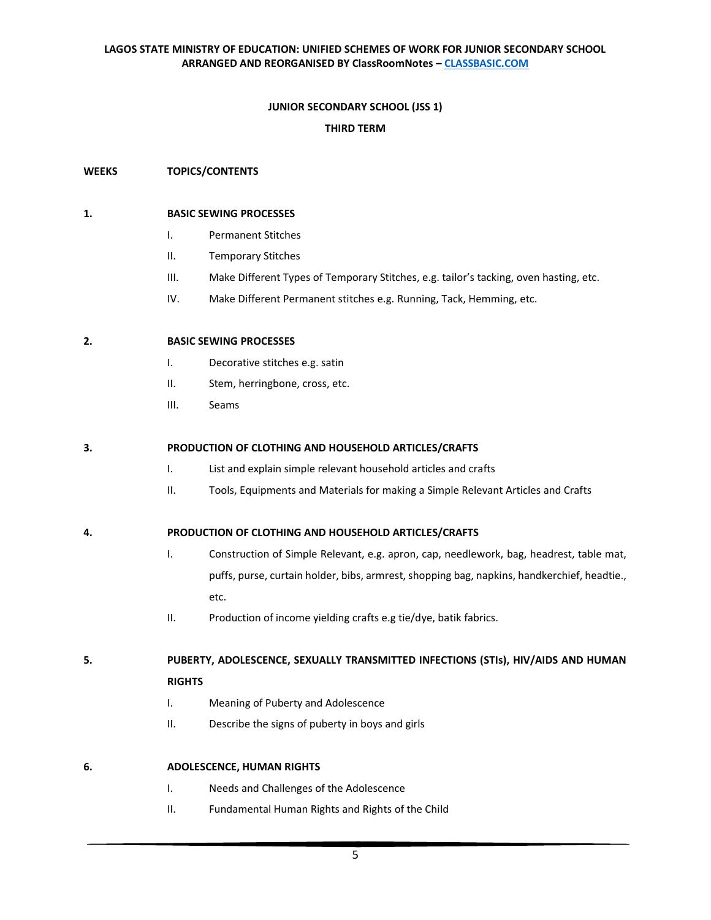**JUNIOR SECONDARY SCHOOL (JSS 1)**

**THIRD TERM**

**WEEKS** **TOPICS/CONTENTS**

**1.** **BASIC SEWING PROCESSES**

- I. Permanent Stitches
- II. Temporary Stitches
- III. Make Different Types of Temporary Stitches, e.g. tailor's tacking, oven hasting, etc.
- IV. Make Different Permanent stitches e.g. Running, Tack, Hemming, etc.

**2.** **BASIC SEWING PROCESSES**

- I. Decorative stitches e.g. satin
- II. Stem, herringbone, cross, etc.
- III. Seams

**3.** **PRODUCTION OF CLOTHING AND HOUSEHOLD ARTICLES/CRAFTS**

- I. List and explain simple relevant household articles and crafts
- II. Tools, Equipments and Materials for making a Simple Relevant Articles and Crafts

**4.** **PRODUCTION OF CLOTHING AND HOUSEHOLD ARTICLES/CRAFTS**

- I. Construction of Simple Relevant, e.g. apron, cap, needlework, bag, headrest, table mat, puffs, purse, curtain holder, bibs, armrest, shopping bag, napkins, handkerchief, headtie., etc.
- II. Production of income yielding crafts e.g tie/dye, batik fabrics.

**5.** **PUBERTY, ADOLESCENCE, SEXUALLY TRANSMITTED INFECTIONS (STIs), HIV/AIDS AND HUMAN RIGHTS**

- I. Meaning of Puberty and Adolescence
- II. Describe the signs of puberty in boys and girls

**6.** **ADOLESCENCE, HUMAN RIGHTS**

- I. Needs and Challenges of the Adolescence
- II. Fundamental Human Rights and Rights of the Child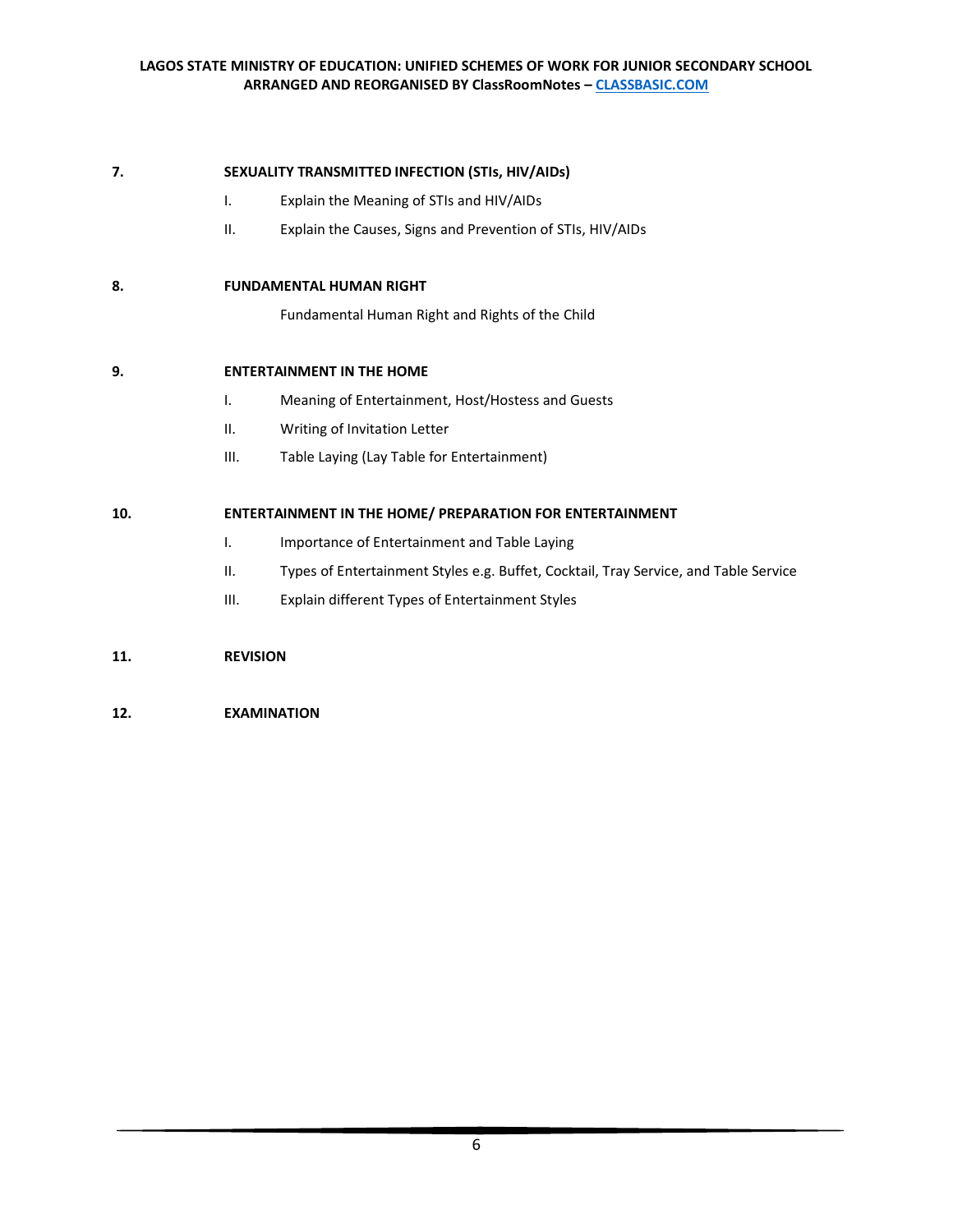**7.** **SEXUALITY TRANSMITTED INFECTION (STIs, HIV/AIDs)**

I. Explain the Meaning of STIs and HIV/AIDs

II. Explain the Causes, Signs and Prevention of STIs, HIV/AIDs

**8.** **FUNDAMENTAL HUMAN RIGHT**

Fundamental Human Right and Rights of the Child

**9.** **ENTERTAINMENT IN THE HOME**

I. Meaning of Entertainment, Host/Hostess and Guests

II. Writing of Invitation Letter

III. Table Laying (Lay Table for Entertainment)

**10.** **ENTERTAINMENT IN THE HOME/ PREPARATION FOR ENTERTAINMENT**

I. Importance of Entertainment and Table Laying

II. Types of Entertainment Styles e.g. Buffet, Cocktail, Tray Service, and Table Service

III. Explain different Types of Entertainment Styles

**11.** **REVISION**

**12.** **EXAMINATION**